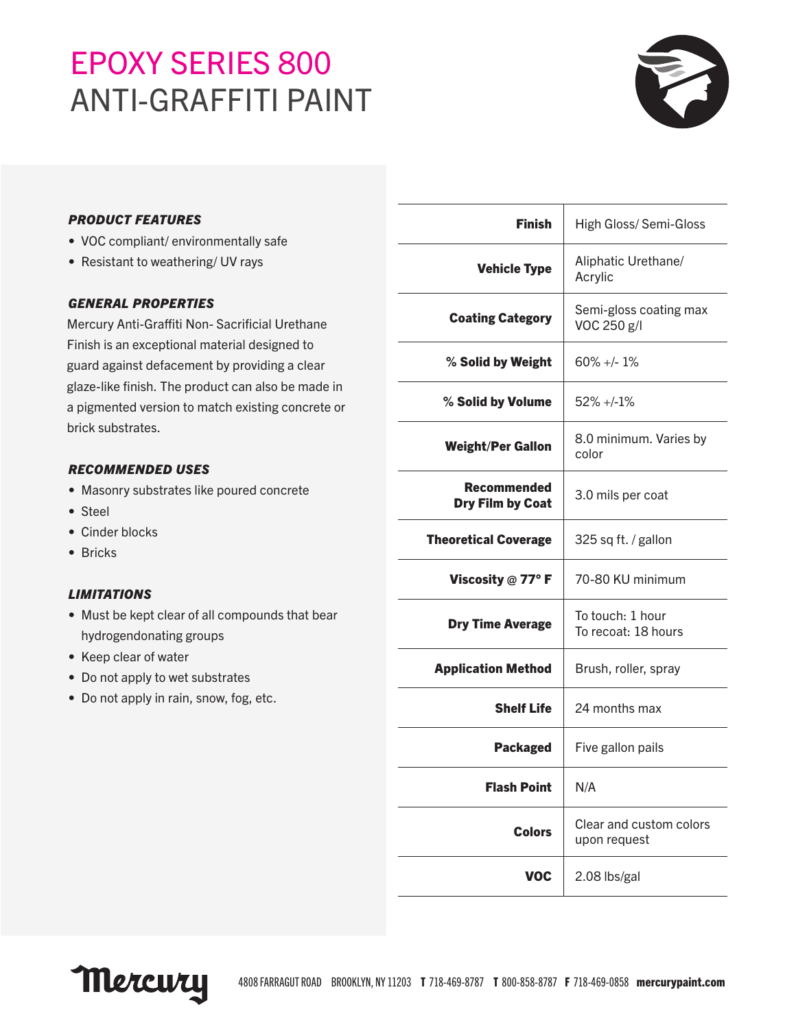# EPOXY SERIES 800
# ANTI-GRAFFITI PAINT

### *PRODUCT FEATURES*

- VOC compliant/ environmentally safe
- Resistant to weathering/ UV rays

### *GENERAL PROPERTIES*

Mercury Anti-Graffiti Non- Sacrificial Urethane Finish is an exceptional material designed to guard against defacement by providing a clear glaze-like finish. The product can also be made in a pigmented version to match existing concrete or brick substrates.

### *RECOMMENDED USES*

- Masonry substrates like poured concrete
- Steel
- Cinder blocks
- Bricks

### *LIMITATIONS*

- Must be kept clear of all compounds that bear hydrogendonating groups
- Keep clear of water
- Do not apply to wet substrates
- Do not apply in rain, snow, fog, etc.

| | |
|---|---|
| **Finish** | High Gloss/ Semi-Gloss |
| **Vehicle Type** | Aliphatic Urethane/ Acrylic |
| **Coating Category** | Semi-gloss coating max VOC 250 g/l |
| **% Solid by Weight** | 60% +/- 1% |
| **% Solid by Volume** | 52% +/-1% |
| **Weight/Per Gallon** | 8.0 minimum. Varies by color |
| **Recommended Dry Film by Coat** | 3.0 mils per coat |
| **Theoretical Coverage** | 325 sq ft. / gallon |
| **Viscosity @ 77° F** | 70-80 KU minimum |
| **Dry Time Average** | To touch: 1 hour<br>To recoat: 18 hours |
| **Application Method** | Brush, roller, spray |
| **Shelf Life** | 24 months max |
| **Packaged** | Five gallon pails |
| **Flash Point** | N/A |
| **Colors** | Clear and custom colors upon request |
| **VOC** | 2.08 lbs/gal |

Mercury 4808 FARRAGUT ROAD BROOKLYN, NY 11203 **T** 718-469-8787 **T** 800-858-8787 **F** 718-469-0858 **mercurypaint.com**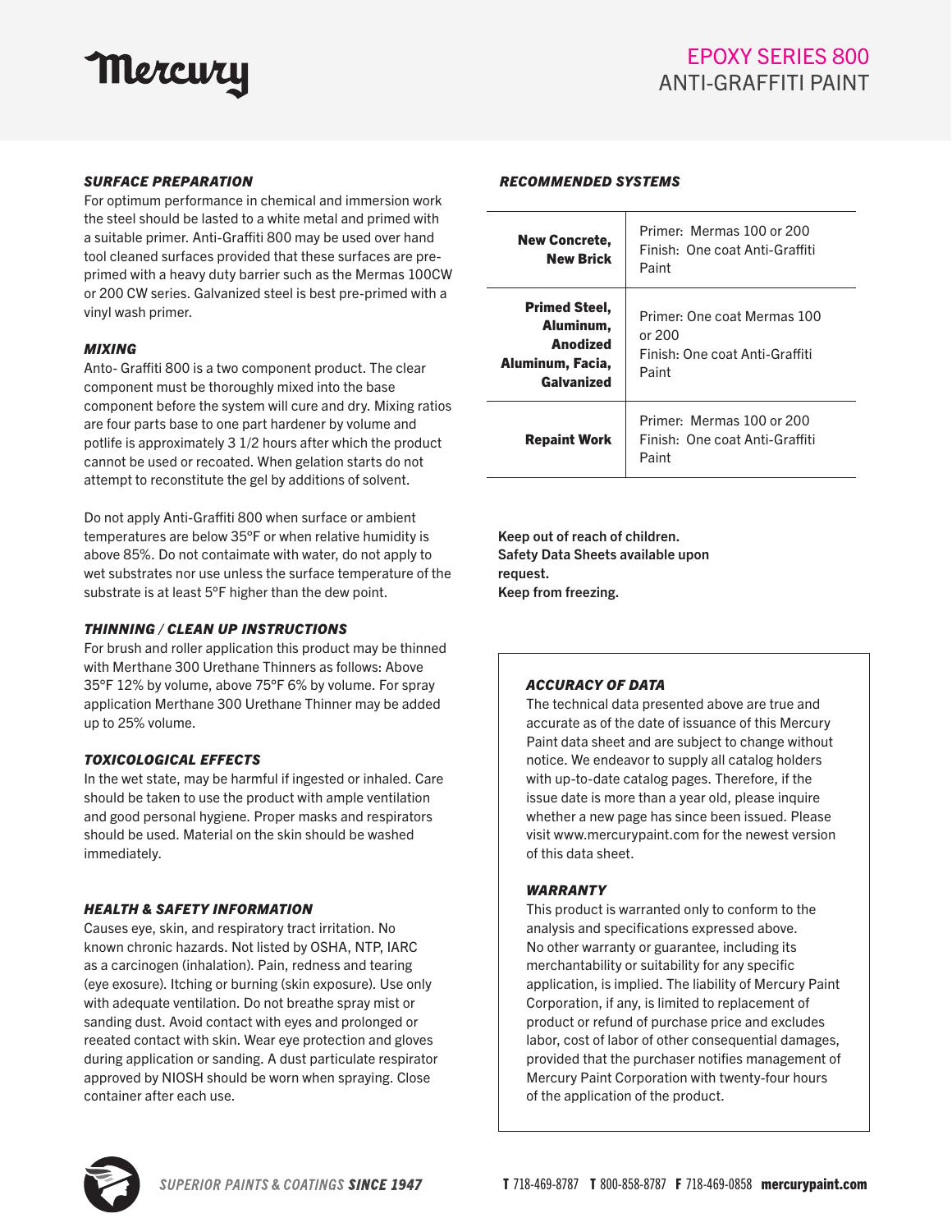# EPOXY SERIES 800
## ANTI-GRAFFITI PAINT

### *SURFACE PREPARATION*

For optimum performance in chemical and immersion work the steel should be lasted to a white metal and primed with a suitable primer. Anti-Graffiti 800 may be used over hand tool cleaned surfaces provided that these surfaces are pre-primed with a heavy duty barrier such as the Mermas 100CW or 200 CW series. Galvanized steel is best pre-primed with a vinyl wash primer.

### *MIXING*

Anto- Graffiti 800 is a two component product. The clear component must be thoroughly mixed into the base component before the system will cure and dry. Mixing ratios are four parts base to one part hardener by volume and potlife is approximately 3 1/2 hours after which the product cannot be used or recoated. When gelation starts do not attempt to reconstitute the gel by additions of solvent.

Do not apply Anti-Graffiti 800 when surface or ambient temperatures are below 35°F or when relative humidity is above 85%. Do not contaimate with water, do not apply to wet substrates nor use unless the surface temperature of the substrate is at least 5°F higher than the dew point.

### *THINNING / CLEAN UP INSTRUCTIONS*

For brush and roller application this product may be thinned with Merthane 300 Urethane Thinners as follows: Above 35°F 12% by volume, above 75°F 6% by volume. For spray application Merthane 300 Urethane Thinner may be added up to 25% volume.

### *TOXICOLOGICAL EFFECTS*

In the wet state, may be harmful if ingested or inhaled. Care should be taken to use the product with ample ventilation and good personal hygiene. Proper masks and respirators should be used. Material on the skin should be washed immediately.

### *HEALTH & SAFETY INFORMATION*

Causes eye, skin, and respiratory tract irritation. No known chronic hazards. Not listed by OSHA, NTP, IARC as a carcinogen (inhalation). Pain, redness and tearing (eye exosure). Itching or burning (skin exposure). Use only with adequate ventilation. Do not breathe spray mist or sanding dust. Avoid contact with eyes and prolonged or reeated contact with skin. Wear eye protection and gloves during application or sanding. A dust particulate respirator approved by NIOSH should be worn when spraying. Close container after each use.

### *RECOMMENDED SYSTEMS*

| | |
|---|---|
| **New Concrete, New Brick** | Primer: Mermas 100 or 200<br>Finish: One coat Anti-Graffiti Paint |
| **Primed Steel, Aluminum, Anodized Aluminum, Facia, Galvanized** | Primer: One coat Mermas 100 or 200<br>Finish: One coat Anti-Graffiti Paint |
| **Repaint Work** | Primer: Mermas 100 or 200<br>Finish: One coat Anti-Graffiti Paint |

**Keep out of reach of children.**
**Safety Data Sheets available upon request.**
**Keep from freezing.**

### *ACCURACY OF DATA*

The technical data presented above are true and accurate as of the date of issuance of this Mercury Paint data sheet and are subject to change without notice. We endeavor to supply all catalog holders with up-to-date catalog pages. Therefore, if the issue date is more than a year old, please inquire whether a new page has since been issued. Please visit www.mercurypaint.com for the newest version of this data sheet.

### *WARRANTY*

This product is warranted only to conform to the analysis and specifications expressed above. No other warranty or guarantee, including its merchantability or suitability for any specific application, is implied. The liability of Mercury Paint Corporation, if any, is limited to replacement of product or refund of purchase price and excludes labor, cost of labor of other consequential damages, provided that the purchaser notifies management of Mercury Paint Corporation with twenty-four hours of the application of the product.